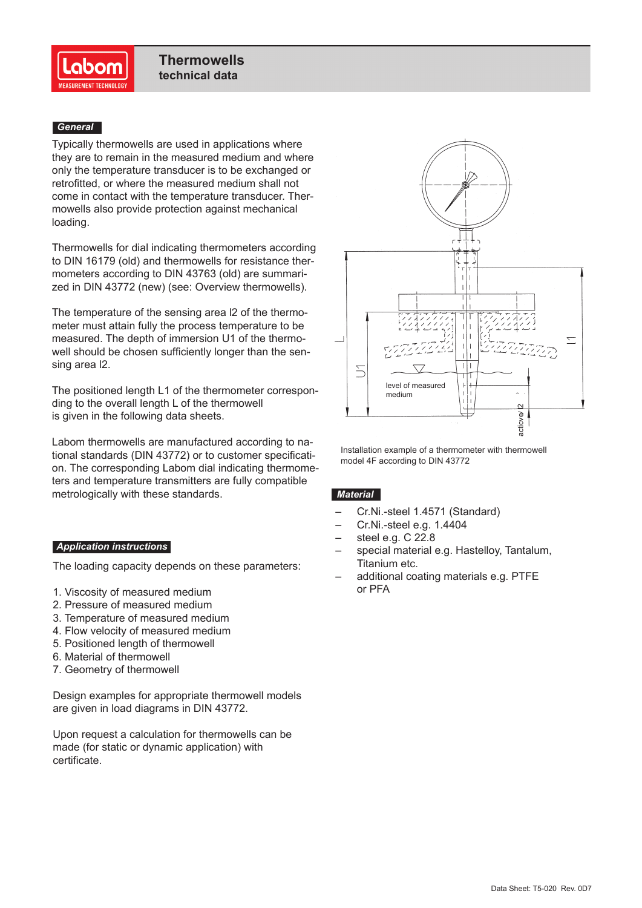# Thermowells
## technical data

### General

Typically thermowells are used in applications where they are to remain in the measured medium and where only the temperature transducer is to be exchanged or retrofitted, or where the measured medium shall not come in contact with the temperature transducer. Thermowells also provide protection against mechanical loading.

Thermowells for dial indicating thermometers according to DIN 16179 (old) and thermowells for resistance thermometers according to DIN 43763 (old) are summarized in DIN 43772 (new) (see: Overview thermowells).

The temperature of the sensing area l2 of the thermometer must attain fully the process temperature to be measured. The depth of immersion U1 of the thermowell should be chosen sufficiently longer than the sensing area l2.

The positioned length L1 of the thermometer corresponding to the overall length L of the thermowell is given in the following data sheets.

Labom thermowells are manufactured according to national standards (DIN 43772) or to customer specification. The corresponding Labom dial indicating thermometers and temperature transmitters are fully compatible metrologically with these standards.

Installation example of a thermometer with thermowell model 4F according to DIN 43772

### Application instructions

The loading capacity depends on these parameters:

1. Viscosity of measured medium
2. Pressure of measured medium
3. Temperature of measured medium
4. Flow velocity of measured medium
5. Positioned length of thermowell
6. Material of thermowell
7. Geometry of thermowell

Design examples for appropriate thermowell models are given in load diagrams in DIN 43772.

Upon request a calculation for thermowells can be made (for static or dynamic application) with certificate.

### Material

- Cr.Ni.-steel 1.4571 (Standard)
- Cr.Ni.-steel e.g. 1.4404
- steel e.g. C 22.8
- special material e.g. Hastelloy, Tantalum, Titanium etc.
- additional coating materials e.g. PTFE or PFA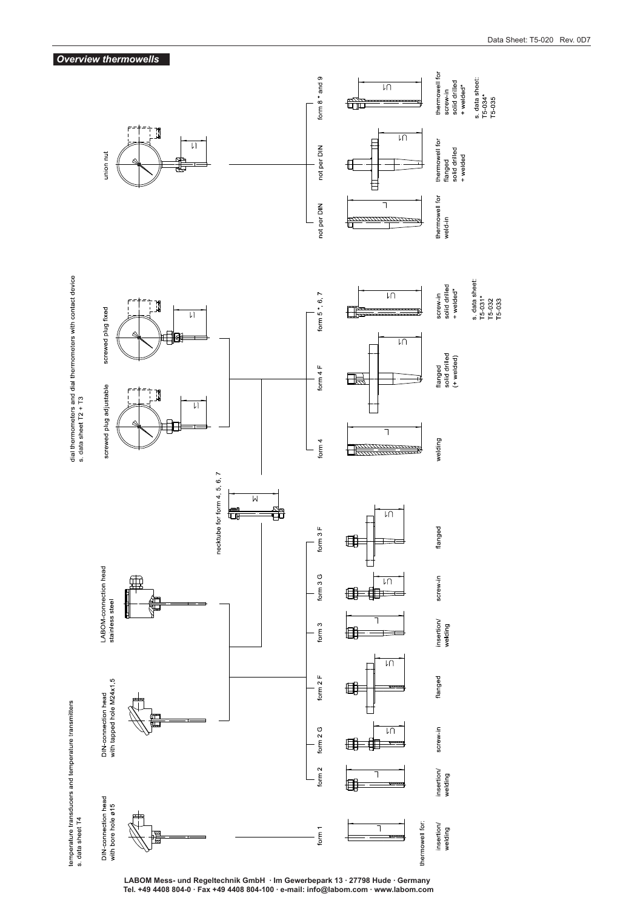## *Overview thermowells*

temperature transducers and temperature transmitters
s. data sheet T4

DIN-connection head
with bore hole ø15

DIN-connection head
with tapped hole M24x1,5

LABOM-connection head
stainless steel

dial thermometers and dial thermometers with contact device
s. data sheet T2 + T3

screwed plug adjustable

screwed plug fixed

union nut

l1

necktube for form 4, 5, 6, 7

M

form 1

form 2

form 2 G

form 2 F

form 3

form 3 G

form 3 F

form 4

form 4 F

form 5 *, 6, 7

not per DIN

not per DIN

form 8 * and 9

L

U1

thermowell for:

insertion/
welding

insertion/
welding

screw-in

flanged

insertion/
welding

screw-in

flanged

welding

flanged
solid drilled
(+ welded)

screw-in
solid drilled
+ welded*

s. data sheet:
T5-031*
T5-032
T5-033

thermowell for
weld-in

thermowell for
flanged
solid drilled
+ welded

thermowell for
screw-in
solid drilled
+ welded*

s. data sheet:
T5-034*
T5-035

LABOM Mess- und Regeltechnik GmbH · Im Gewerbepark 13 · 27798 Hude · Germany
Tel. +49 4408 804-0 · Fax +49 4408 804-100 · e-mail: info@labom.com · www.labom.com